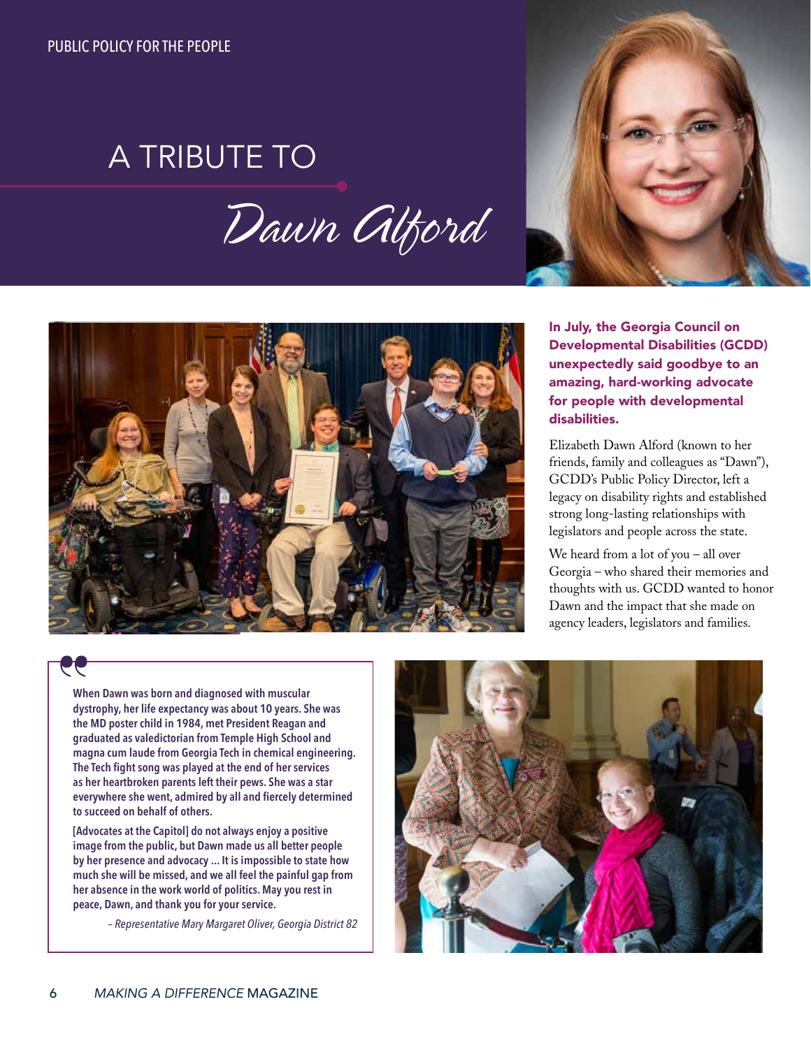PUBLIC POLICY FOR THE PEOPLE

# A TRIBUTE TO Dawn Alford

**In July, the Georgia Council on Developmental Disabilities (GCDD) unexpectedly said goodbye to an amazing, hard-working advocate for people with developmental disabilities.**

Elizabeth Dawn Alford (known to her friends, family and colleagues as "Dawn"), GCDD's Public Policy Director, left a legacy on disability rights and established strong long-lasting relationships with legislators and people across the state.

We heard from a lot of you – all over Georgia – who shared their memories and thoughts with us. GCDD wanted to honor Dawn and the impact that she made on agency leaders, legislators and families.

> **When Dawn was born and diagnosed with muscular dystrophy, her life expectancy was about 10 years. She was the MD poster child in 1984, met President Reagan and graduated as valedictorian from Temple High School and magna cum laude from Georgia Tech in chemical engineering. The Tech fight song was played at the end of her services as her heartbroken parents left their pews. She was a star everywhere she went, admired by all and fiercely determined to succeed on behalf of others.**
>
> **[Advocates at the Capitol] do not always enjoy a positive image from the public, but Dawn made us all better people by her presence and advocacy ... It is impossible to state how much she will be missed, and we all feel the painful gap from her absence in the work world of politics. May you rest in peace, Dawn, and thank you for your service.**
>
> *– Representative Mary Margaret Oliver, Georgia District 82*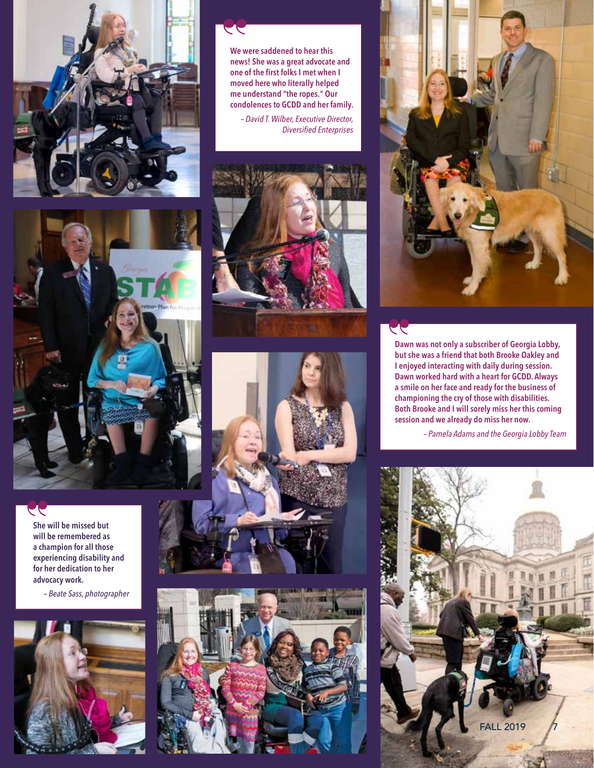We were saddened to hear this news! She was a great advocate and one of the first folks I met when I moved here who literally helped me understand "the ropes." Our condolences to GCDD and her family.

*– David T. Wilber, Executive Director, Diversified Enterprises*

Dawn was not only a subscriber of Georgia Lobby, but she was a friend that both Brooke Oakley and I enjoyed interacting with daily during session. Dawn worked hard with a heart for GCDD. Always a smile on her face and ready for the business of championing the cry of those with disabilities. Both Brooke and I will sorely miss her this coming session and we already do miss her now.

*– Pamela Adams and the Georgia Lobby Team*

She will be missed but will be remembered as a champion for all those experiencing disability and for her dedication to her advocacy work.

*– Beate Sass, photographer*